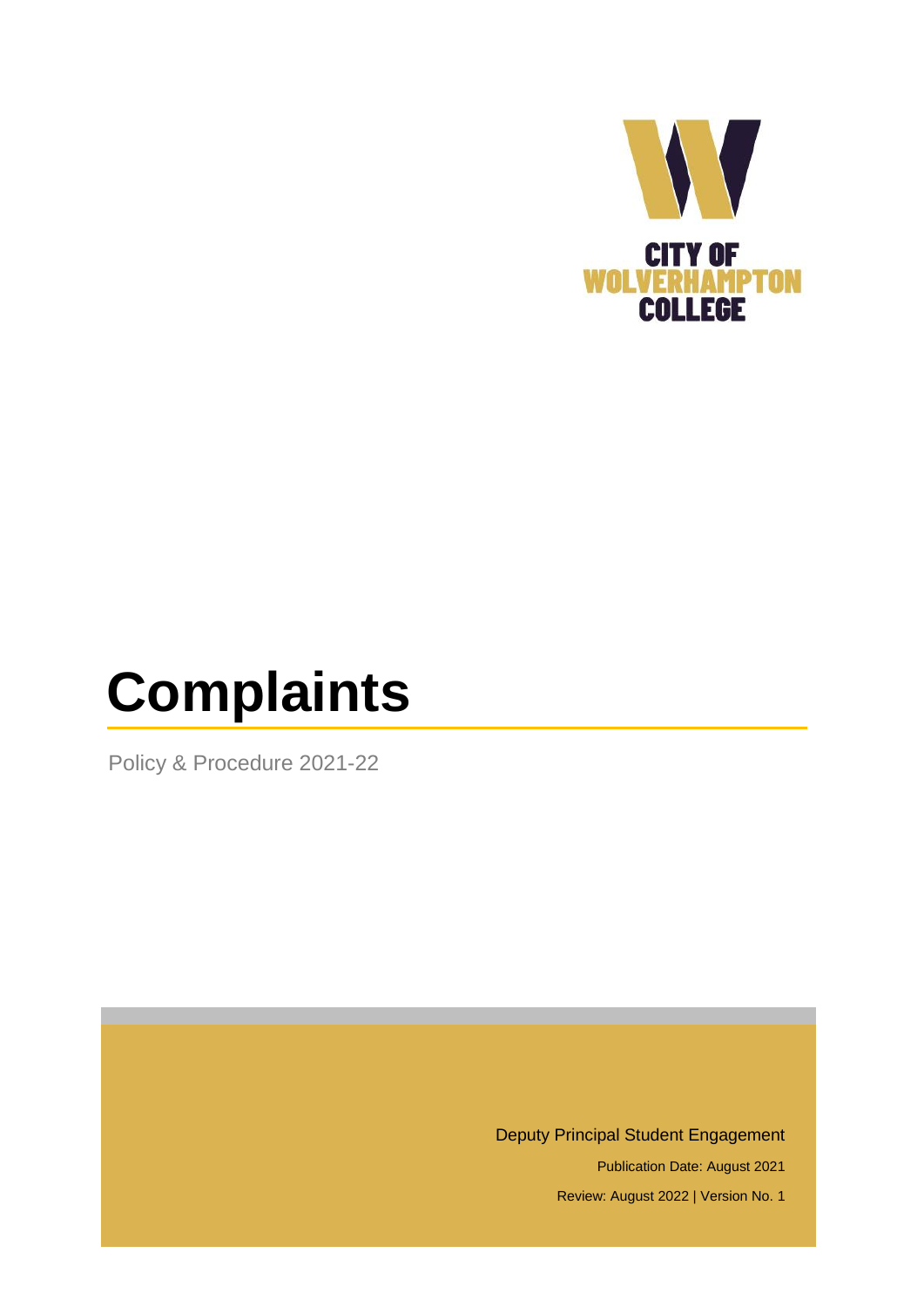CITY OF WOLVERHAMPTON COLLEGE

# Complaints

Policy & Procedure 2021-22

Deputy Principal Student Engagement

Publication Date: August 2021

Review: August 2022 | Version No. 1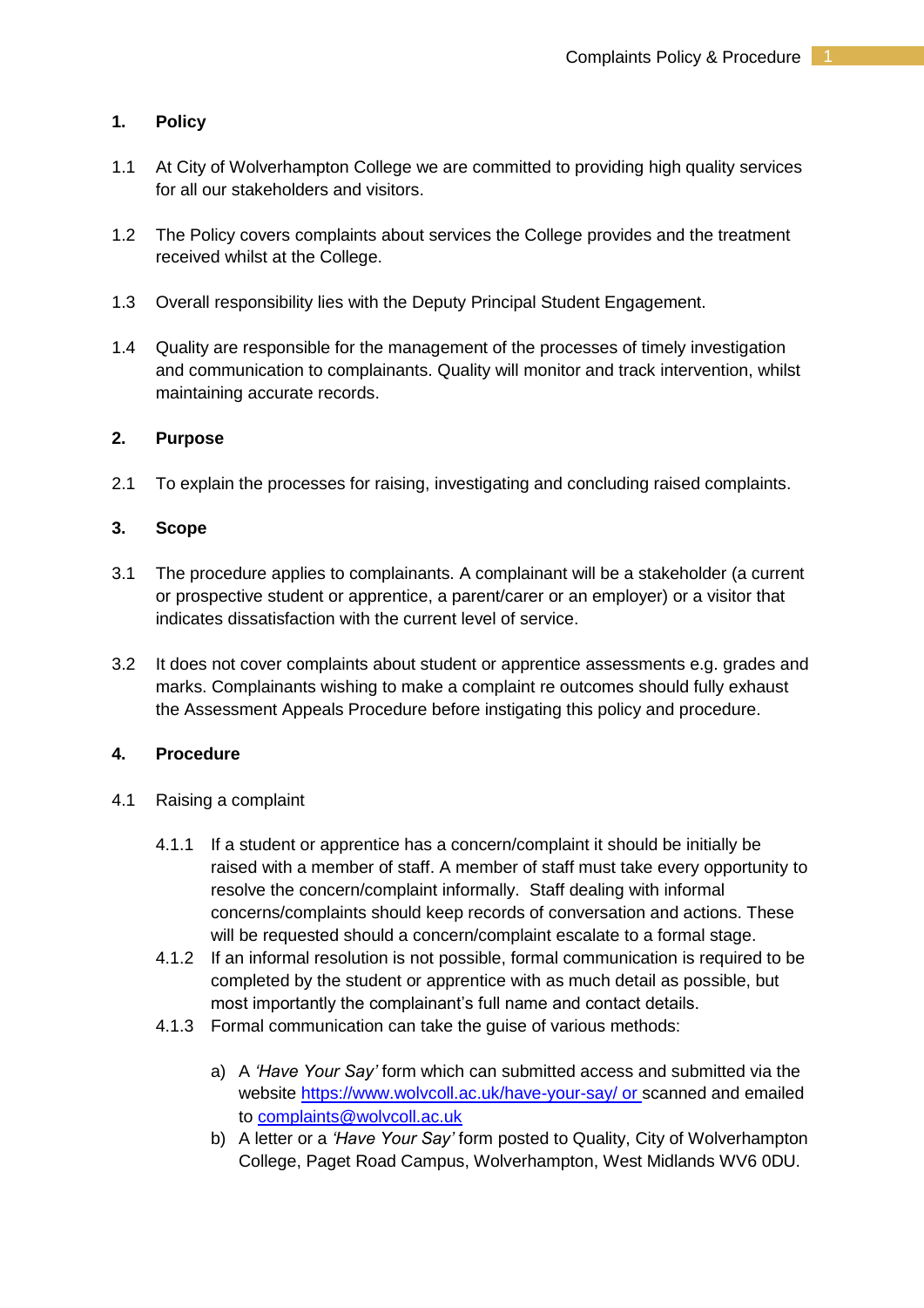## 1. Policy

1.1 At City of Wolverhampton College we are committed to providing high quality services for all our stakeholders and visitors.

1.2 The Policy covers complaints about services the College provides and the treatment received whilst at the College.

1.3 Overall responsibility lies with the Deputy Principal Student Engagement.

1.4 Quality are responsible for the management of the processes of timely investigation and communication to complainants. Quality will monitor and track intervention, whilst maintaining accurate records.

## 2. Purpose

2.1 To explain the processes for raising, investigating and concluding raised complaints.

## 3. Scope

3.1 The procedure applies to complainants. A complainant will be a stakeholder (a current or prospective student or apprentice, a parent/carer or an employer) or a visitor that indicates dissatisfaction with the current level of service.

3.2 It does not cover complaints about student or apprentice assessments e.g. grades and marks. Complainants wishing to make a complaint re outcomes should fully exhaust the Assessment Appeals Procedure before instigating this policy and procedure.

## 4. Procedure

4.1 Raising a complaint

4.1.1 If a student or apprentice has a concern/complaint it should be initially be raised with a member of staff. A member of staff must take every opportunity to resolve the concern/complaint informally. Staff dealing with informal concerns/complaints should keep records of conversation and actions. These will be requested should a concern/complaint escalate to a formal stage.

4.1.2 If an informal resolution is not possible, formal communication is required to be completed by the student or apprentice with as much detail as possible, but most importantly the complainant's full name and contact details.

4.1.3 Formal communication can take the guise of various methods:

a) A *'Have Your Say'* form which can submitted access and submitted via the website https://www.wolvcoll.ac.uk/have-your-say/ or scanned and emailed to complaints@wolvcoll.ac.uk

b) A letter or a *'Have Your Say'* form posted to Quality, City of Wolverhampton College, Paget Road Campus, Wolverhampton, West Midlands WV6 0DU.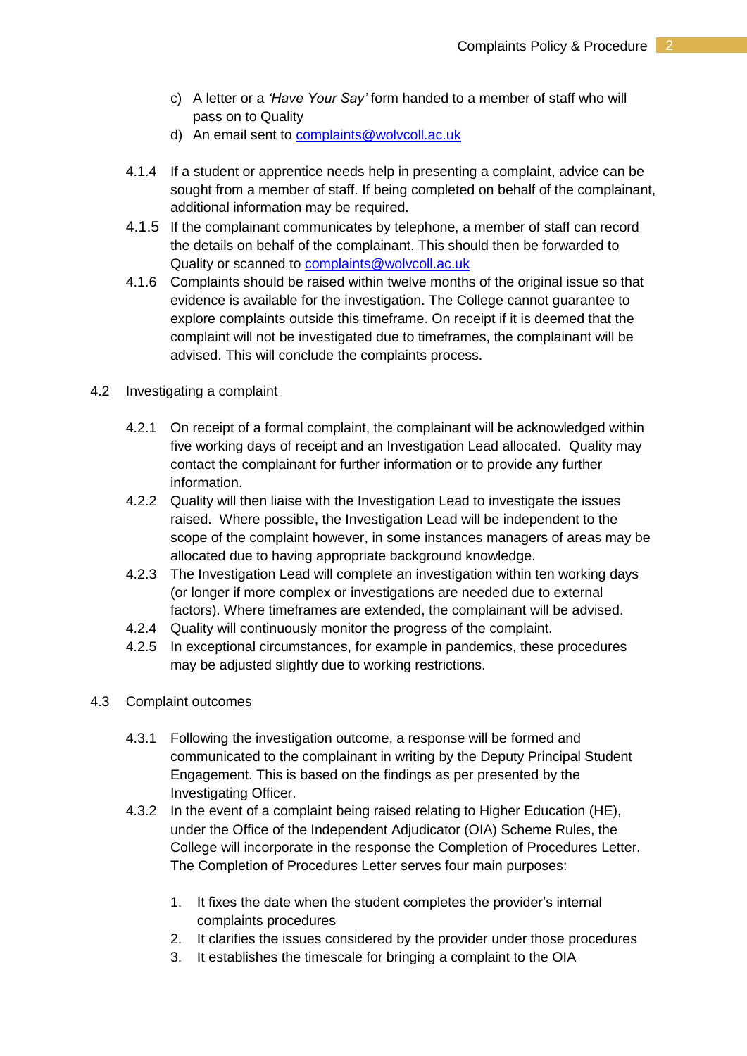c) A letter or a *'Have Your Say'* form handed to a member of staff who will pass on to Quality
d) An email sent to [complaints@wolvcoll.ac.uk](mailto:complaints@wolvcoll.ac.uk)

4.1.4 If a student or apprentice needs help in presenting a complaint, advice can be sought from a member of staff. If being completed on behalf of the complainant, additional information may be required.

4.1.5 If the complainant communicates by telephone, a member of staff can record the details on behalf of the complainant. This should then be forwarded to Quality or scanned to [complaints@wolvcoll.ac.uk](mailto:complaints@wolvcoll.ac.uk)

4.1.6 Complaints should be raised within twelve months of the original issue so that evidence is available for the investigation. The College cannot guarantee to explore complaints outside this timeframe. On receipt if it is deemed that the complaint will not be investigated due to timeframes, the complainant will be advised. This will conclude the complaints process.

4.2 Investigating a complaint

4.2.1 On receipt of a formal complaint, the complainant will be acknowledged within five working days of receipt and an Investigation Lead allocated. Quality may contact the complainant for further information or to provide any further information.

4.2.2 Quality will then liaise with the Investigation Lead to investigate the issues raised. Where possible, the Investigation Lead will be independent to the scope of the complaint however, in some instances managers of areas may be allocated due to having appropriate background knowledge.

4.2.3 The Investigation Lead will complete an investigation within ten working days (or longer if more complex or investigations are needed due to external factors). Where timeframes are extended, the complainant will be advised.

4.2.4 Quality will continuously monitor the progress of the complaint.

4.2.5 In exceptional circumstances, for example in pandemics, these procedures may be adjusted slightly due to working restrictions.

4.3 Complaint outcomes

4.3.1 Following the investigation outcome, a response will be formed and communicated to the complainant in writing by the Deputy Principal Student Engagement. This is based on the findings as per presented by the Investigating Officer.

4.3.2 In the event of a complaint being raised relating to Higher Education (HE), under the Office of the Independent Adjudicator (OIA) Scheme Rules, the College will incorporate in the response the Completion of Procedures Letter. The Completion of Procedures Letter serves four main purposes:

1. It fixes the date when the student completes the provider's internal complaints procedures
2. It clarifies the issues considered by the provider under those procedures
3. It establishes the timescale for bringing a complaint to the OIA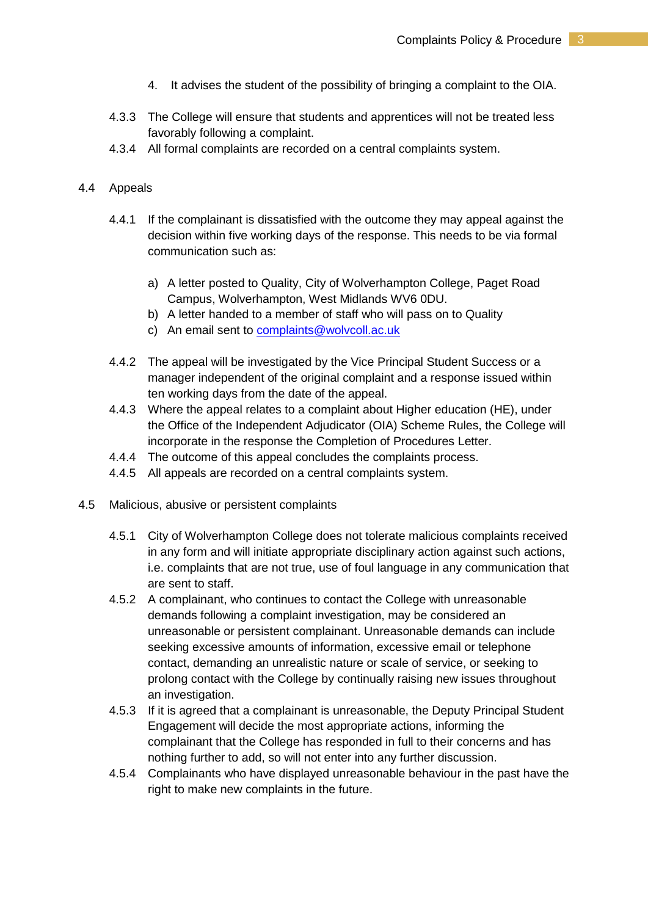4. It advises the student of the possibility of bringing a complaint to the OIA.

4.3.3 The College will ensure that students and apprentices will not be treated less favorably following a complaint.

4.3.4 All formal complaints are recorded on a central complaints system.

## 4.4 Appeals

4.4.1 If the complainant is dissatisfied with the outcome they may appeal against the decision within five working days of the response. This needs to be via formal communication such as:

a) A letter posted to Quality, City of Wolverhampton College, Paget Road Campus, Wolverhampton, West Midlands WV6 0DU.
b) A letter handed to a member of staff who will pass on to Quality
c) An email sent to complaints@wolvcoll.ac.uk

4.4.2 The appeal will be investigated by the Vice Principal Student Success or a manager independent of the original complaint and a response issued within ten working days from the date of the appeal.

4.4.3 Where the appeal relates to a complaint about Higher education (HE), under the Office of the Independent Adjudicator (OIA) Scheme Rules, the College will incorporate in the response the Completion of Procedures Letter.

4.4.4 The outcome of this appeal concludes the complaints process.

4.4.5 All appeals are recorded on a central complaints system.

## 4.5 Malicious, abusive or persistent complaints

4.5.1 City of Wolverhampton College does not tolerate malicious complaints received in any form and will initiate appropriate disciplinary action against such actions, i.e. complaints that are not true, use of foul language in any communication that are sent to staff.

4.5.2 A complainant, who continues to contact the College with unreasonable demands following a complaint investigation, may be considered an unreasonable or persistent complainant. Unreasonable demands can include seeking excessive amounts of information, excessive email or telephone contact, demanding an unrealistic nature or scale of service, or seeking to prolong contact with the College by continually raising new issues throughout an investigation.

4.5.3 If it is agreed that a complainant is unreasonable, the Deputy Principal Student Engagement will decide the most appropriate actions, informing the complainant that the College has responded in full to their concerns and has nothing further to add, so will not enter into any further discussion.

4.5.4 Complainants who have displayed unreasonable behaviour in the past have the right to make new complaints in the future.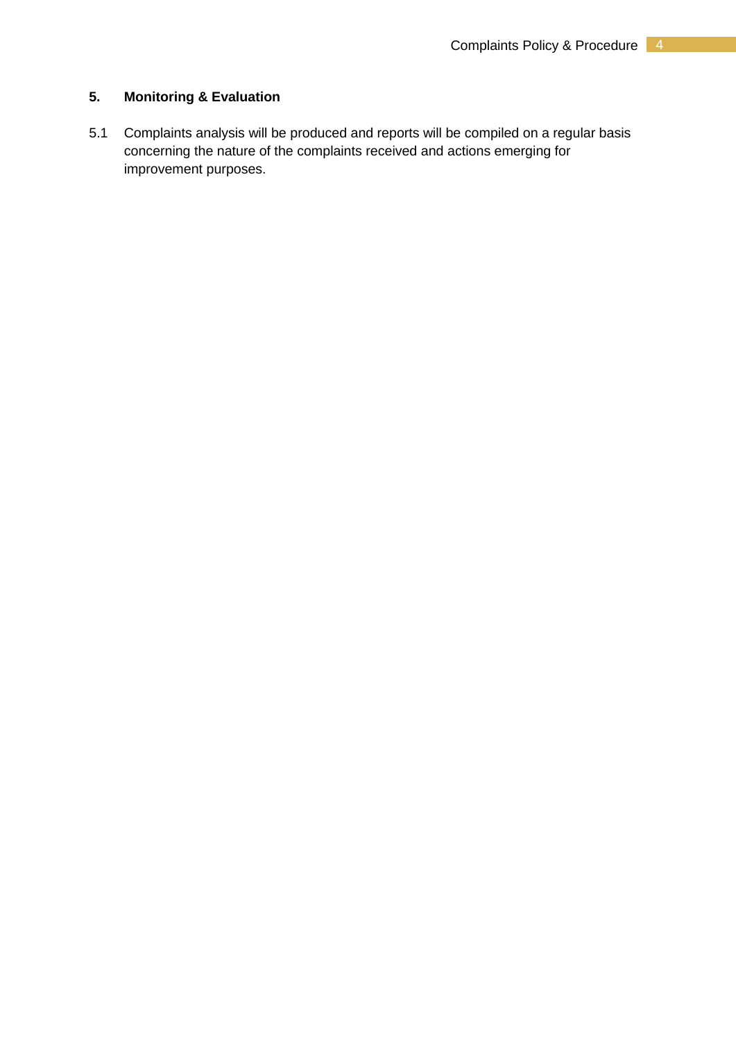## 5. Monitoring & Evaluation

5.1 Complaints analysis will be produced and reports will be compiled on a regular basis concerning the nature of the complaints received and actions emerging for improvement purposes.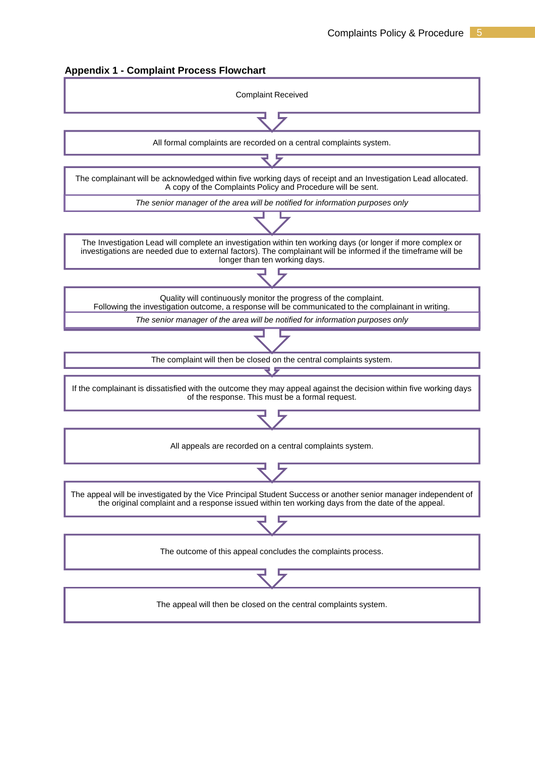## Appendix 1 - Complaint Process Flowchart

Complaint Received

↓

All formal complaints are recorded on a central complaints system.

↓

The complainant will be acknowledged within five working days of receipt and an Investigation Lead allocated. A copy of the Complaints Policy and Procedure will be sent.

*The senior manager of the area will be notified for information purposes only*

↓

The Investigation Lead will complete an investigation within ten working days (or longer if more complex or investigations are needed due to external factors). The complainant will be informed if the timeframe will be longer than ten working days.

↓

Quality will continuously monitor the progress of the complaint.
Following the investigation outcome, a response will be communicated to the complainant in writing.

*The senior manager of the area will be notified for information purposes only*

↓

The complaint will then be closed on the central complaints system.

↓

If the complainant is dissatisfied with the outcome they may appeal against the decision within five working days of the response. This must be a formal request.

↓

All appeals are recorded on a central complaints system.

↓

The appeal will be investigated by the Vice Principal Student Success or another senior manager independent of the original complaint and a response issued within ten working days from the date of the appeal.

↓

The outcome of this appeal concludes the complaints process.

↓

The appeal will then be closed on the central complaints system.